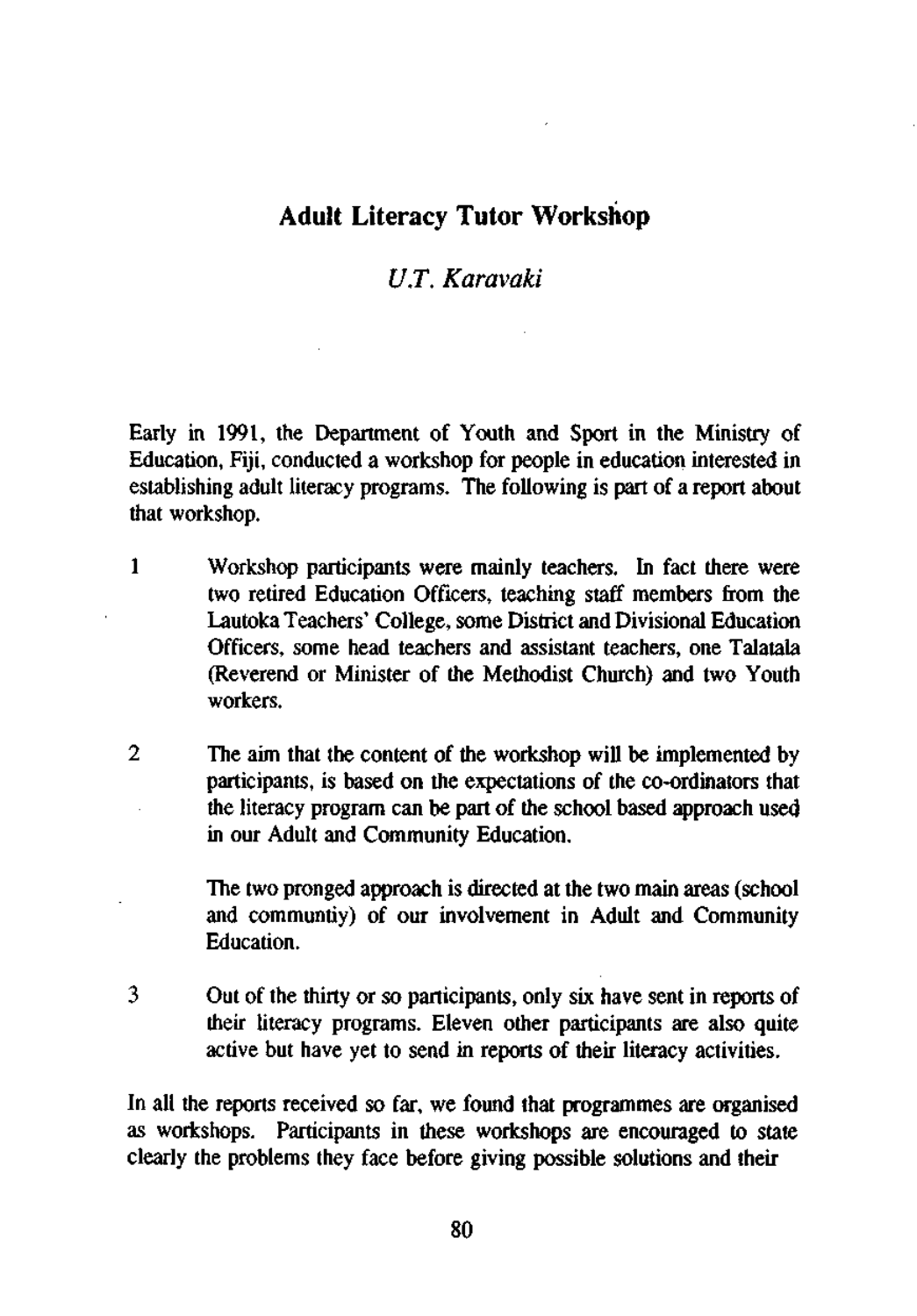# Adult Literacy Tutor Workshop

*U.T. Karavaki*

Early in 1991, the Department of Youth and Sport in the Ministry of Education, Fiji, conducted a workshop for people in education interested in establishing adult literacy programs. The following is part of a report about that workshop.

1. Workshop participants were mainly teachers. In fact there were two retired Education Officers, teaching staff members from the Lautoka Teachers' College, some District and Divisional Education Officers, some head teachers and assistant teachers, one Talatala (Reverend or Minister of the Methodist Church) and two Youth workers.

2. The aim that the content of the workshop will be implemented by participants, is based on the expectations of the co-ordinators that the literacy program can be part of the school based approach used in our Adult and Community Education.

   The two pronged approach is directed at the two main areas (school and communtiy) of our involvement in Adult and Community Education.

3. Out of the thirty or so participants, only six have sent in reports of their literacy programs. Eleven other participants are also quite active but have yet to send in reports of their literacy activities.

In all the reports received so far, we found that programmes are organised as workshops. Participants in these workshops are encouraged to state clearly the problems they face before giving possible solutions and their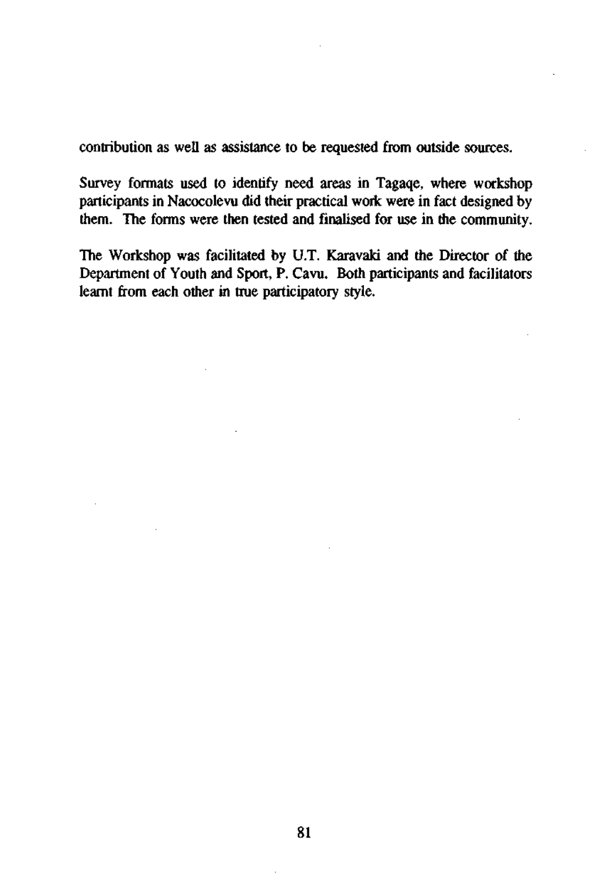contribution as well as assistance to be requested from outside sources.

Survey formats used to identify need areas in Tagaqe, where workshop participants in Nacocolevu did their practical work were in fact designed by them. The forms were then tested and finalised for use in the community.

The Workshop was facilitated by U.T. Karavaki and the Director of the Department of Youth and Sport, P. Cavu. Both participants and facilitators learnt from each other in true participatory style.